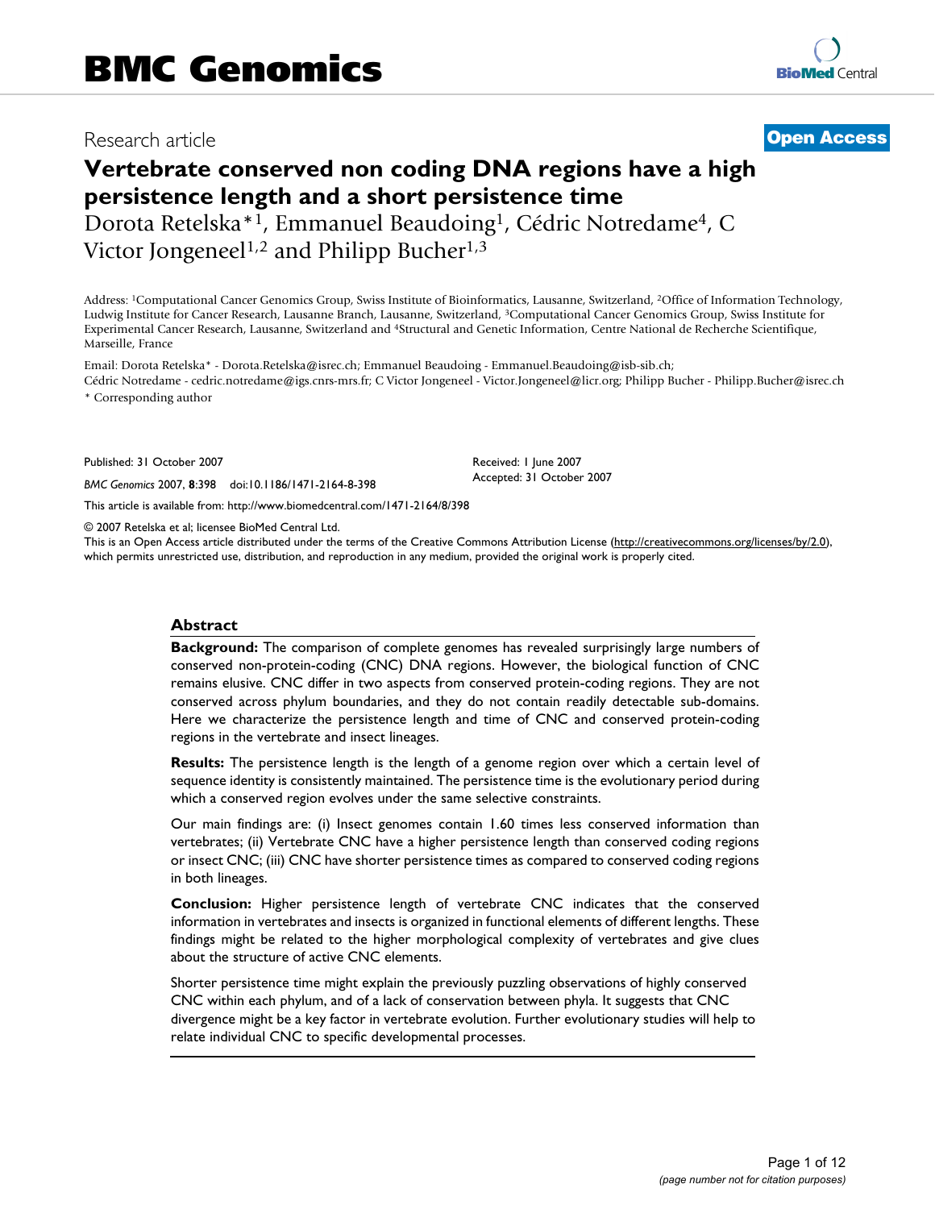# BMC Genomics

Research article **Open Access**

# Vertebrate conserved non coding DNA regions have a high persistence length and a short persistence time

Dorota Retelska*[1], Emmanuel Beaudoing[1], Cédric Notredame[4], C Victor Jongeneel[1,2] and Philipp Bucher[1,3]

Address: [1]Computational Cancer Genomics Group, Swiss Institute of Bioinformatics, Lausanne, Switzerland, [2]Office of Information Technology, Ludwig Institute for Cancer Research, Lausanne Branch, Lausanne, Switzerland, [3]Computational Cancer Genomics Group, Swiss Institute for Experimental Cancer Research, Lausanne, Switzerland and [4]Structural and Genetic Information, Centre National de Recherche Scientifique, Marseille, France

Email: Dorota Retelska* - Dorota.Retelska@isrec.ch; Emmanuel Beaudoing - Emmanuel.Beaudoing@isb-sib.ch; Cédric Notredame - cedric.notredame@igs.cnrs-mrs.fr; C Victor Jongeneel - Victor.Jongeneel@licr.org; Philipp Bucher - Philipp.Bucher@isrec.ch

\* Corresponding author

Published: 31 October 2007

*BMC Genomics* 2007, **8**:398 doi:10.1186/1471-2164-8-398

Received: 1 June 2007
Accepted: 31 October 2007

This article is available from: http://www.biomedcentral.com/1471-2164/8/398

© 2007 Retelska et al; licensee BioMed Central Ltd.
This is an Open Access article distributed under the terms of the Creative Commons Attribution License (http://creativecommons.org/licenses/by/2.0), which permits unrestricted use, distribution, and reproduction in any medium, provided the original work is properly cited.

## Abstract

**Background:** The comparison of complete genomes has revealed surprisingly large numbers of conserved non-protein-coding (CNC) DNA regions. However, the biological function of CNC remains elusive. CNC differ in two aspects from conserved protein-coding regions. They are not conserved across phylum boundaries, and they do not contain readily detectable sub-domains. Here we characterize the persistence length and time of CNC and conserved protein-coding regions in the vertebrate and insect lineages.

**Results:** The persistence length is the length of a genome region over which a certain level of sequence identity is consistently maintained. The persistence time is the evolutionary period during which a conserved region evolves under the same selective constraints.

Our main findings are: (i) Insect genomes contain 1.60 times less conserved information than vertebrates; (ii) Vertebrate CNC have a higher persistence length than conserved coding regions or insect CNC; (iii) CNC have shorter persistence times as compared to conserved coding regions in both lineages.

**Conclusion:** Higher persistence length of vertebrate CNC indicates that the conserved information in vertebrates and insects is organized in functional elements of different lengths. These findings might be related to the higher morphological complexity of vertebrates and give clues about the structure of active CNC elements.

Shorter persistence time might explain the previously puzzling observations of highly conserved CNC within each phylum, and of a lack of conservation between phyla. It suggests that CNC divergence might be a key factor in vertebrate evolution. Further evolutionary studies will help to relate individual CNC to specific developmental processes.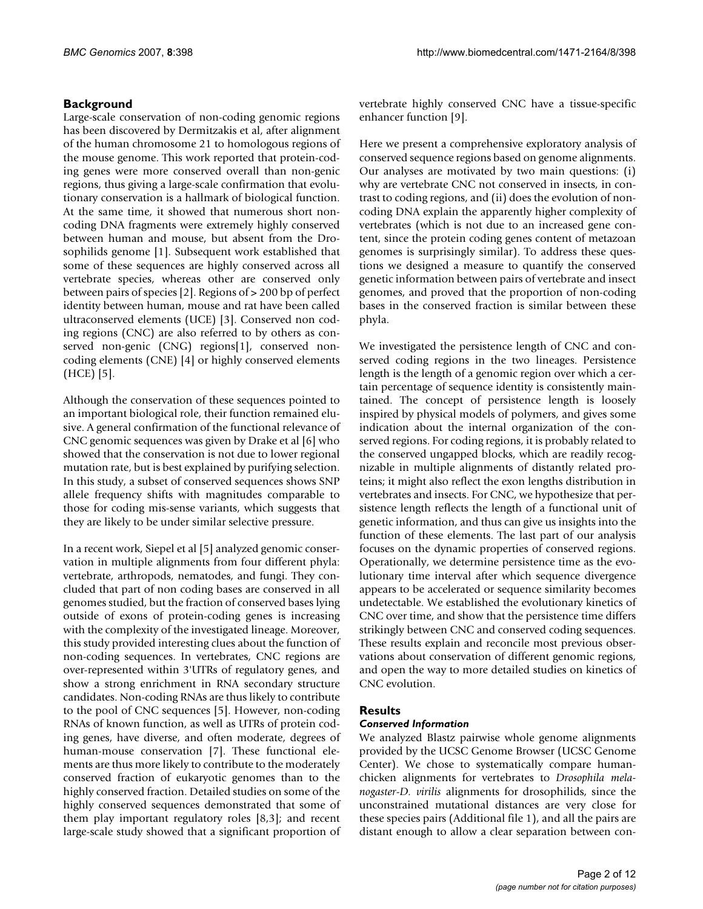## Background

Large-scale conservation of non-coding genomic regions has been discovered by Dermitzakis et al, after alignment of the human chromosome 21 to homologous regions of the mouse genome. This work reported that protein-coding genes were more conserved overall than non-genic regions, thus giving a large-scale confirmation that evolutionary conservation is a hallmark of biological function. At the same time, it showed that numerous short non-coding DNA fragments were extremely highly conserved between human and mouse, but absent from the Drosophilids genome [1]. Subsequent work established that some of these sequences are highly conserved across all vertebrate species, whereas other are conserved only between pairs of species [2]. Regions of > 200 bp of perfect identity between human, mouse and rat have been called ultraconserved elements (UCE) [3]. Conserved non coding regions (CNC) are also referred to by others as conserved non-genic (CNG) regions[1], conserved non-coding elements (CNE) [4] or highly conserved elements (HCE) [5].

Although the conservation of these sequences pointed to an important biological role, their function remained elusive. A general confirmation of the functional relevance of CNC genomic sequences was given by Drake et al [6] who showed that the conservation is not due to lower regional mutation rate, but is best explained by purifying selection. In this study, a subset of conserved sequences shows SNP allele frequency shifts with magnitudes comparable to those for coding mis-sense variants, which suggests that they are likely to be under similar selective pressure.

In a recent work, Siepel et al [5] analyzed genomic conservation in multiple alignments from four different phyla: vertebrate, arthropods, nematodes, and fungi. They concluded that part of non coding bases are conserved in all genomes studied, but the fraction of conserved bases lying outside of exons of protein-coding genes is increasing with the complexity of the investigated lineage. Moreover, this study provided interesting clues about the function of non-coding sequences. In vertebrates, CNC regions are over-represented within 3'UTRs of regulatory genes, and show a strong enrichment in RNA secondary structure candidates. Non-coding RNAs are thus likely to contribute to the pool of CNC sequences [5]. However, non-coding RNAs of known function, as well as UTRs of protein coding genes, have diverse, and often moderate, degrees of human-mouse conservation [7]. These functional elements are thus more likely to contribute to the moderately conserved fraction of eukaryotic genomes than to the highly conserved fraction. Detailed studies on some of the highly conserved sequences demonstrated that some of them play important regulatory roles [8,3]; and recent large-scale study showed that a significant proportion of vertebrate highly conserved CNC have a tissue-specific enhancer function [9].

Here we present a comprehensive exploratory analysis of conserved sequence regions based on genome alignments. Our analyses are motivated by two main questions: (i) why are vertebrate CNC not conserved in insects, in contrast to coding regions, and (ii) does the evolution of non-coding DNA explain the apparently higher complexity of vertebrates (which is not due to an increased gene content, since the protein coding genes content of metazoan genomes is surprisingly similar). To address these questions we designed a measure to quantify the conserved genetic information between pairs of vertebrate and insect genomes, and proved that the proportion of non-coding bases in the conserved fraction is similar between these phyla.

We investigated the persistence length of CNC and conserved coding regions in the two lineages. Persistence length is the length of a genomic region over which a certain percentage of sequence identity is consistently maintained. The concept of persistence length is loosely inspired by physical models of polymers, and gives some indication about the internal organization of the conserved regions. For coding regions, it is probably related to the conserved ungapped blocks, which are readily recognizable in multiple alignments of distantly related proteins; it might also reflect the exon lengths distribution in vertebrates and insects. For CNC, we hypothesize that persistence length reflects the length of a functional unit of genetic information, and thus can give us insights into the function of these elements. The last part of our analysis focuses on the dynamic properties of conserved regions. Operationally, we determine persistence time as the evolutionary time interval after which sequence divergence appears to be accelerated or sequence similarity becomes undetectable. We established the evolutionary kinetics of CNC over time, and show that the persistence time differs strikingly between CNC and conserved coding sequences. These results explain and reconcile most previous observations about conservation of different genomic regions, and open the way to more detailed studies on kinetics of CNC evolution.

## Results

### *Conserved Information*

We analyzed Blastz pairwise whole genome alignments provided by the UCSC Genome Browser (UCSC Genome Center). We chose to systematically compare human-chicken alignments for vertebrates to *Drosophila melanogaster-D. virilis* alignments for drosophilids, since the unconstrained mutational distances are very close for these species pairs (Additional file 1), and all the pairs are distant enough to allow a clear separation between con-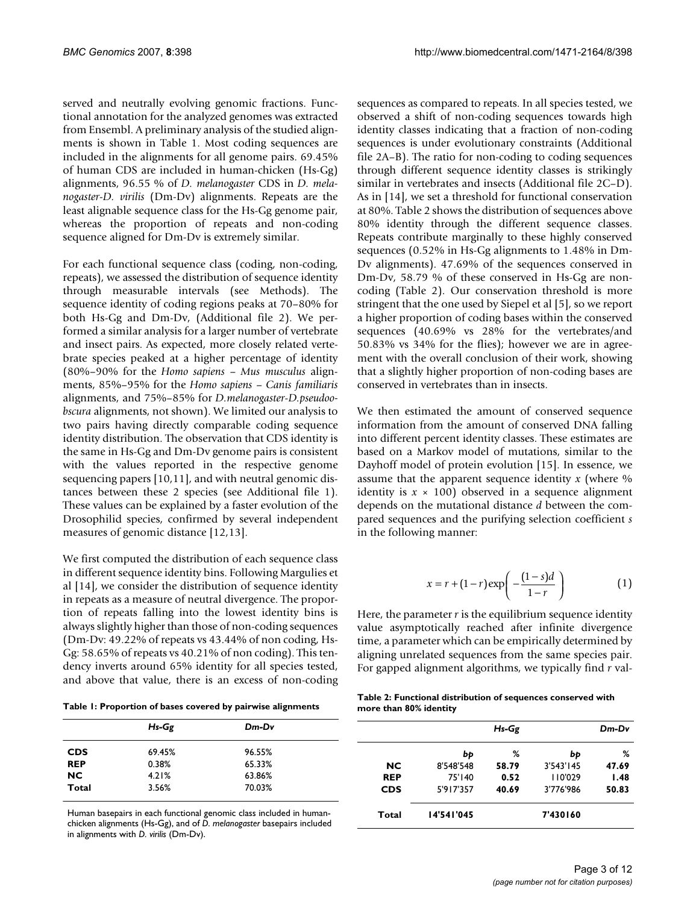served and neutrally evolving genomic fractions. Functional annotation for the analyzed genomes was extracted from Ensembl. A preliminary analysis of the studied alignments is shown in Table 1. Most coding sequences are included in the alignments for all genome pairs. 69.45% of human CDS are included in human-chicken (Hs-Gg) alignments, 96.55 % of *D. melanogaster* CDS in *D. melanogaster-D. virilis* (Dm-Dv) alignments. Repeats are the least alignable sequence class for the Hs-Gg genome pair, whereas the proportion of repeats and non-coding sequence aligned for Dm-Dv is extremely similar.

For each functional sequence class (coding, non-coding, repeats), we assessed the distribution of sequence identity through measurable intervals (see Methods). The sequence identity of coding regions peaks at 70–80% for both Hs-Gg and Dm-Dv, (Additional file 2). We performed a similar analysis for a larger number of vertebrate and insect pairs. As expected, more closely related vertebrate species peaked at a higher percentage of identity (80%–90% for the *Homo sapiens – Mus musculus* alignments, 85%–95% for the *Homo sapiens – Canis familiaris* alignments, and 75%–85% for *D.melanogaster-D.pseudoobscura* alignments, not shown). We limited our analysis to two pairs having directly comparable coding sequence identity distribution. The observation that CDS identity is the same in Hs-Gg and Dm-Dv genome pairs is consistent with the values reported in the respective genome sequencing papers [10,11], and with neutral genomic distances between these 2 species (see Additional file 1). These values can be explained by a faster evolution of the Drosophilid species, confirmed by several independent measures of genomic distance [12,13].

We first computed the distribution of each sequence class in different sequence identity bins. Following Margulies et al [14], we consider the distribution of sequence identity in repeats as a measure of neutral divergence. The proportion of repeats falling into the lowest identity bins is always slightly higher than those of non-coding sequences (Dm-Dv: 49.22% of repeats vs 43.44% of non coding, Hs-Gg: 58.65% of repeats vs 40.21% of non coding). This tendency inverts around 65% identity for all species tested, and above that value, there is an excess of non-coding sequences as compared to repeats. In all species tested, we observed a shift of non-coding sequences towards high identity classes indicating that a fraction of non-coding sequences is under evolutionary constraints (Additional file 2A–B). The ratio for non-coding to coding sequences through different sequence identity classes is strikingly similar in vertebrates and insects (Additional file 2C–D). As in [14], we set a threshold for functional conservation at 80%. Table 2 shows the distribution of sequences above 80% identity through the different sequence classes. Repeats contribute marginally to these highly conserved sequences (0.52% in Hs-Gg alignments to 1.48% in Dm-Dv alignments). 47.69% of the sequences conserved in Dm-Dv, 58.79 % of these conserved in Hs-Gg are non-coding (Table 2). Our conservation threshold is more stringent that the one used by Siepel et al [5], so we report a higher proportion of coding bases within the conserved sequences (40.69% vs 28% for the vertebrates/and 50.83% vs 34% for the flies); however we are in agreement with the overall conclusion of their work, showing that a slightly higher proportion of non-coding bases are conserved in vertebrates than in insects.

We then estimated the amount of conserved sequence information from the amount of conserved DNA falling into different percent identity classes. These estimates are based on a Markov model of mutations, similar to the Dayhoff model of protein evolution [15]. In essence, we assume that the apparent sequence identity $x$ (where % identity is $x \times 100$) observed in a sequence alignment depends on the mutational distance $d$ between the compared sequences and the purifying selection coefficient $s$ in the following manner:

$$x = r + (1-r)\exp\left(-\frac{(1-s)d}{1-r}\right) \tag{1}$$

Here, the parameter $r$ is the equilibrium sequence identity value asymptotically reached after infinite divergence time, a parameter which can be empirically determined by aligning unrelated sequences from the same species pair. For gapped alignment algorithms, we typically find $r$ val-

**Table 1: Proportion of bases covered by pairwise alignments**

| | *Hs-Gg* | *Dm-Dv* |
|---|---|---|
| **CDS** | 69.45% | 96.55% |
| **REP** | 0.38% | 65.33% |
| **NC** | 4.21% | 63.86% |
| **Total** | 3.56% | 70.03% |

Human basepairs in each functional genomic class included in human-chicken alignments (Hs-Gg), and of *D. melanogaster* basepairs included in alignments with *D. virilis* (Dm-Dv).

**Table 2: Functional distribution of sequences conserved with more than 80% identity**

| | *Hs-Gg* | | *Dm-Dv* | |
|---|---|---|---|---|
| | *bp* | *%* | *bp* | *%* |
| **NC** | 8'548'548 | **58.79** | 3'543'145 | **47.69** |
| **REP** | 75'140 | **0.52** | 110'029 | **1.48** |
| **CDS** | 5'917'357 | **40.69** | 3'776'986 | **50.83** |
| **Total** | **14'541'045** | | **7'430160** | |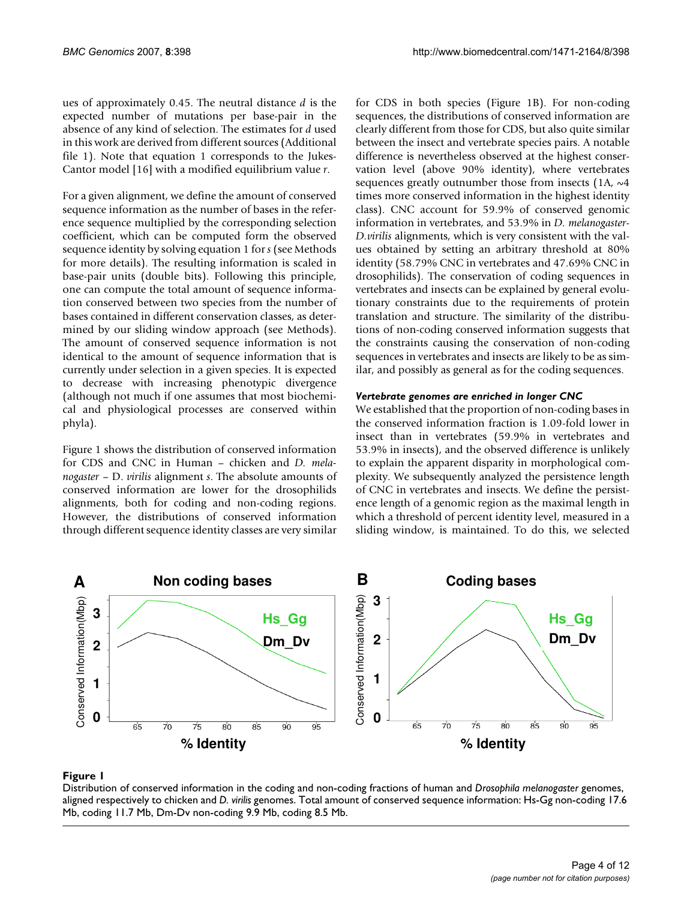ues of approximately 0.45. The neutral distance $d$ is the expected number of mutations per base-pair in the absence of any kind of selection. The estimates for $d$ used in this work are derived from different sources (Additional file 1). Note that equation 1 corresponds to the Jukes-Cantor model [16] with a modified equilibrium value $r$.

For a given alignment, we define the amount of conserved sequence information as the number of bases in the reference sequence multiplied by the corresponding selection coefficient, which can be computed form the observed sequence identity by solving equation 1 for $s$ (see Methods for more details). The resulting information is scaled in base-pair units (double bits). Following this principle, one can compute the total amount of sequence information conserved between two species from the number of bases contained in different conservation classes, as determined by our sliding window approach (see Methods). The amount of conserved sequence information is not identical to the amount of sequence information that is currently under selection in a given species. It is expected to decrease with increasing phenotypic divergence (although not much if one assumes that most biochemical and physiological processes are conserved within phyla).

Figure 1 shows the distribution of conserved information for CDS and CNC in Human – chicken and *D. melanogaster* – D. *virilis* alignment *s*. The absolute amounts of conserved information are lower for the drosophilids alignments, both for coding and non-coding regions. However, the distributions of conserved information through different sequence identity classes are very similar for CDS in both species (Figure 1B). For non-coding sequences, the distributions of conserved information are clearly different from those for CDS, but also quite similar between the insect and vertebrate species pairs. A notable difference is nevertheless observed at the highest conservation level (above 90% identity), where vertebrates sequences greatly outnumber those from insects (1A, ~4 times more conserved information in the highest identity class). CNC account for 59.9% of conserved genomic information in vertebrates, and 53.9% in *D. melanogaster*-*D.virilis* alignments, which is very consistent with the values obtained by setting an arbitrary threshold at 80% identity (58.79% CNC in vertebrates and 47.69% CNC in drosophilids). The conservation of coding sequences in vertebrates and insects can be explained by general evolutionary constraints due to the requirements of protein translation and structure. The similarity of the distributions of non-coding conserved information suggests that the constraints causing the conservation of non-coding sequences in vertebrates and insects are likely to be as similar, and possibly as general as for the coding sequences.

#### *Vertebrate genomes are enriched in longer CNC*

We established that the proportion of non-coding bases in the conserved information fraction is 1.09-fold lower in insect than in vertebrates (59.9% in vertebrates and 53.9% in insects), and the observed difference is unlikely to explain the apparent disparity in morphological complexity. We subsequently analyzed the persistence length of CNC in vertebrates and insects. We define the persistence length of a genomic region as the maximal length in which a threshold of percent identity level, measured in a sliding window, is maintained. To do this, we selected

**Figure 1**
Distribution of conserved information in the coding and non-coding fractions of human and *Drosophila melanogaster* genomes, aligned respectively to chicken and *D. virilis* genomes. Total amount of conserved sequence information: Hs-Gg non-coding 17.6 Mb, coding 11.7 Mb, Dm-Dv non-coding 9.9 Mb, coding 8.5 Mb.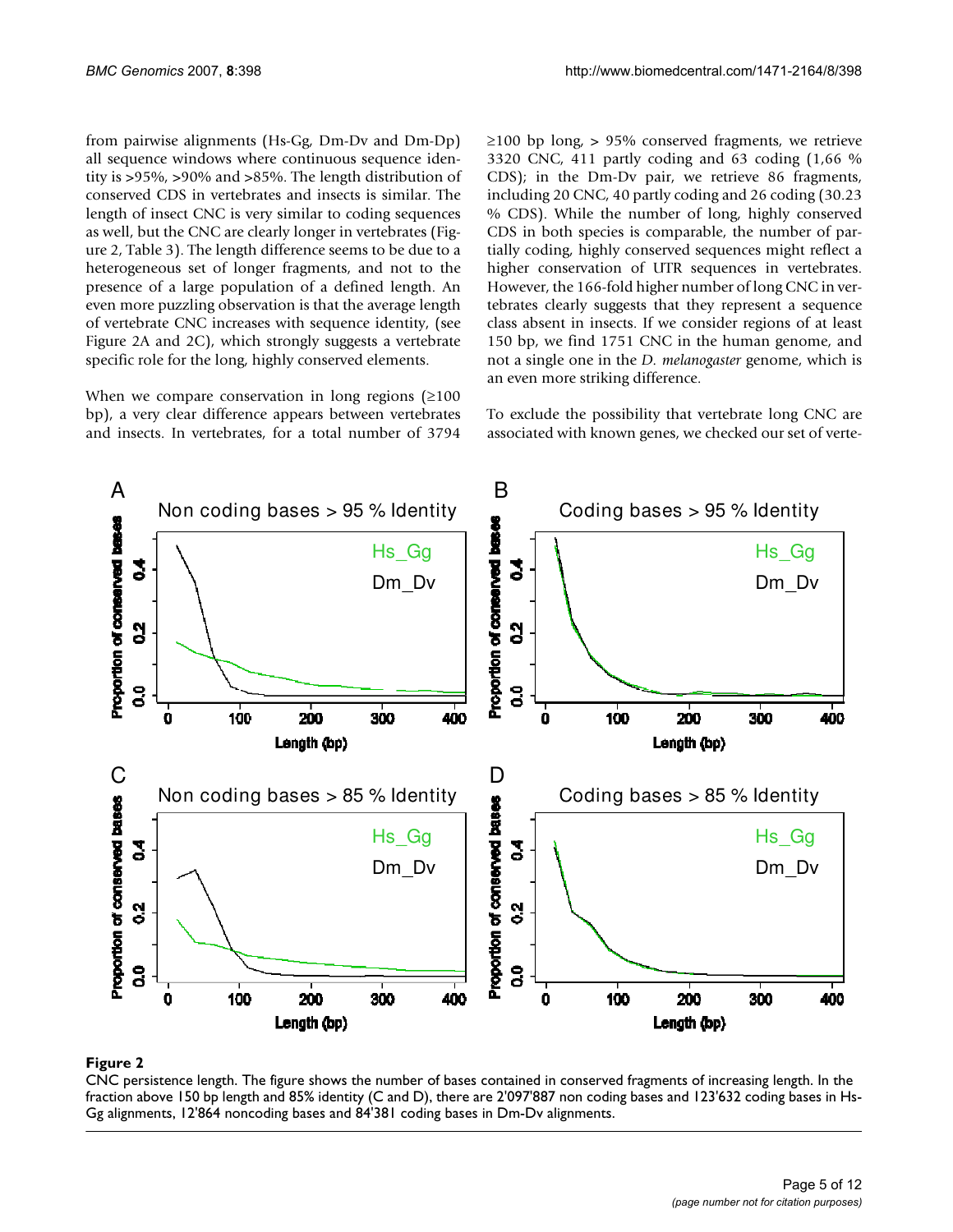from pairwise alignments (Hs-Gg, Dm-Dv and Dm-Dp) all sequence windows where continuous sequence identity is >95%, >90% and >85%. The length distribution of conserved CDS in vertebrates and insects is similar. The length of insect CNC is very similar to coding sequences as well, but the CNC are clearly longer in vertebrates (Figure 2, Table 3). The length difference seems to be due to a heterogeneous set of longer fragments, and not to the presence of a large population of a defined length. An even more puzzling observation is that the average length of vertebrate CNC increases with sequence identity, (see Figure 2A and 2C), which strongly suggests a vertebrate specific role for the long, highly conserved elements.

When we compare conservation in long regions (≥100 bp), a very clear difference appears between vertebrates and insects. In vertebrates, for a total number of 3794 ≥100 bp long, > 95% conserved fragments, we retrieve 3320 CNC, 411 partly coding and 63 coding (1,66 % CDS); in the Dm-Dv pair, we retrieve 86 fragments, including 20 CNC, 40 partly coding and 26 coding (30.23 % CDS). While the number of long, highly conserved CDS in both species is comparable, the number of partially coding, highly conserved sequences might reflect a higher conservation of UTR sequences in vertebrates. However, the 166-fold higher number of long CNC in vertebrates clearly suggests that they represent a sequence class absent in insects. If we consider regions of at least 150 bp, we find 1751 CNC in the human genome, and not a single one in the *D. melanogaster* genome, which is an even more striking difference.

To exclude the possibility that vertebrate long CNC are associated with known genes, we checked our set of verte-

**Figure 2**

CNC persistence length. The figure shows the number of bases contained in conserved fragments of increasing length. In the fraction above 150 bp length and 85% identity (C and D), there are 2'097'887 non coding bases and 123'632 coding bases in Hs-Gg alignments, 12'864 noncoding bases and 84'381 coding bases in Dm-Dv alignments.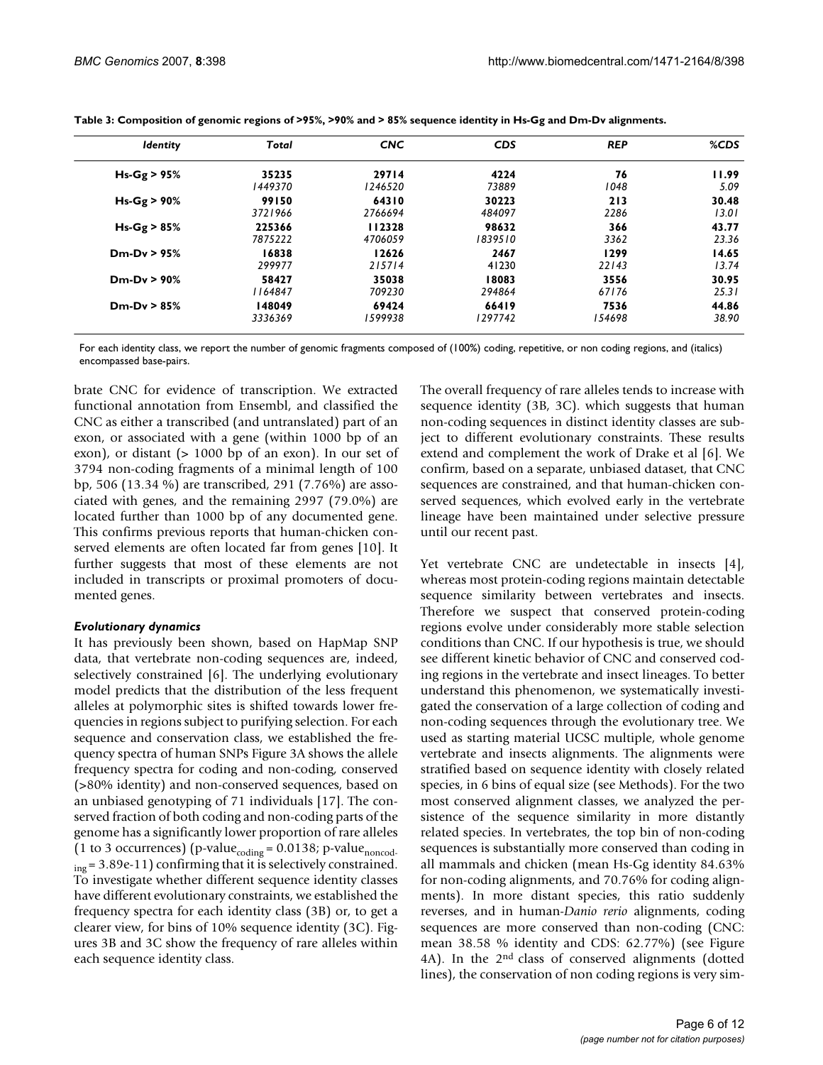**Table 3: Composition of genomic regions of >95%, >90% and > 85% sequence identity in Hs-Gg and Dm-Dv alignments.**

| *Identity* | *Total* | *CNC* | *CDS* | *REP* | *%CDS* |
|---|---|---|---|---|---|
| **Hs-Gg > 95%** | **35235** | **29714** | **4224** | **76** | **11.99** |
| | *1449370* | *1246520* | *73889* | *1048* | *5.09* |
| **Hs-Gg > 90%** | **99150** | **64310** | **30223** | **213** | **30.48** |
| | *3721966* | *2766694* | *484097* | *2286* | *13.01* |
| **Hs-Gg > 85%** | **225366** | **112328** | **98632** | **366** | **43.77** |
| | *7875222* | *4706059* | *1839510* | *3362* | *23.36* |
| **Dm-Dv > 95%** | **16838** | **12626** | **2467** | **1299** | **14.65** |
| | *299977* | *215714* | *41230* | *22143* | *13.74* |
| **Dm-Dv > 90%** | **58427** | **35038** | **18083** | **3556** | **30.95** |
| | *1164847* | *709230* | *294864* | *67176* | *25.31* |
| **Dm-Dv > 85%** | **148049** | **69424** | **66419** | **7536** | **44.86** |
| | *3336369* | *1599938* | *1297742* | *154698* | *38.90* |

For each identity class, we report the number of genomic fragments composed of (100%) coding, repetitive, or non coding regions, and (italics) encompassed base-pairs.

brate CNC for evidence of transcription. We extracted functional annotation from Ensembl, and classified the CNC as either a transcribed (and untranslated) part of an exon, or associated with a gene (within 1000 bp of an exon), or distant (> 1000 bp of an exon). In our set of 3794 non-coding fragments of a minimal length of 100 bp, 506 (13.34 %) are transcribed, 291 (7.76%) are associated with genes, and the remaining 2997 (79.0%) are located further than 1000 bp of any documented gene. This confirms previous reports that human-chicken conserved elements are often located far from genes [10]. It further suggests that most of these elements are not included in transcripts or proximal promoters of documented genes.

### *Evolutionary dynamics*

It has previously been shown, based on HapMap SNP data, that vertebrate non-coding sequences are, indeed, selectively constrained [6]. The underlying evolutionary model predicts that the distribution of the less frequent alleles at polymorphic sites is shifted towards lower frequencies in regions subject to purifying selection. For each sequence and conservation class, we established the frequency spectra of human SNPs Figure 3A shows the allele frequency spectra for coding and non-coding, conserved (>80% identity) and non-conserved sequences, based on an unbiased genotyping of 71 individuals [17]. The conserved fraction of both coding and non-coding parts of the genome has a significantly lower proportion of rare alleles (1 to 3 occurrences) (p-value$_{coding}$ = 0.0138; p-value$_{noncoding}$ = 3.89e-11) confirming that it is selectively constrained. To investigate whether different sequence identity classes have different evolutionary constraints, we established the frequency spectra for each identity class (3B) or, to get a clearer view, for bins of 10% sequence identity (3C). Figures 3B and 3C show the frequency of rare alleles within each sequence identity class.

The overall frequency of rare alleles tends to increase with sequence identity (3B, 3C). which suggests that human non-coding sequences in distinct identity classes are subject to different evolutionary constraints. These results extend and complement the work of Drake et al [6]. We confirm, based on a separate, unbiased dataset, that CNC sequences are constrained, and that human-chicken conserved sequences, which evolved early in the vertebrate lineage have been maintained under selective pressure until our recent past.

Yet vertebrate CNC are undetectable in insects [4], whereas most protein-coding regions maintain detectable sequence similarity between vertebrates and insects. Therefore we suspect that conserved protein-coding regions evolve under considerably more stable selection conditions than CNC. If our hypothesis is true, we should see different kinetic behavior of CNC and conserved coding regions in the vertebrate and insect lineages. To better understand this phenomenon, we systematically investigated the conservation of a large collection of coding and non-coding sequences through the evolutionary tree. We used as starting material UCSC multiple, whole genome vertebrate and insects alignments. The alignments were stratified based on sequence identity with closely related species, in 6 bins of equal size (see Methods). For the two most conserved alignment classes, we analyzed the persistence of the sequence similarity in more distantly related species. In vertebrates, the top bin of non-coding sequences is substantially more conserved than coding in all mammals and chicken (mean Hs-Gg identity 84.63% for non-coding alignments, and 70.76% for coding alignments). In more distant species, this ratio suddenly reverses, and in human-*Danio rerio* alignments, coding sequences are more conserved than non-coding (CNC: mean 38.58 % identity and CDS: 62.77%) (see Figure 4A). In the 2[nd] class of conserved alignments (dotted lines), the conservation of non coding regions is very sim-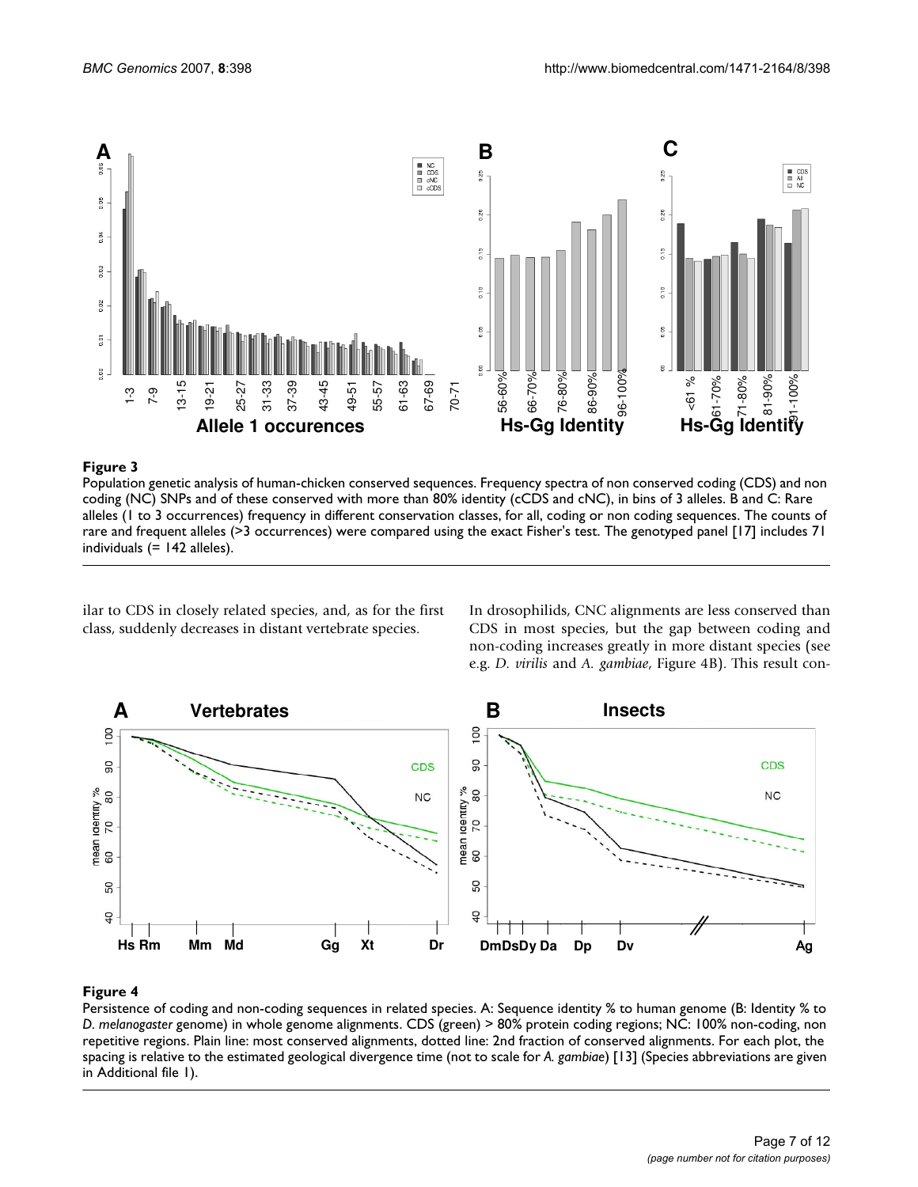**Figure 3**

Population genetic analysis of human-chicken conserved sequences. Frequency spectra of non conserved coding (CDS) and non coding (NC) SNPs and of these conserved with more than 80% identity (cCDS and cNC), in bins of 3 alleles. B and C: Rare alleles (1 to 3 occurrences) frequency in different conservation classes, for all, coding or non coding sequences. The counts of rare and frequent alleles (>3 occurrences) were compared using the exact Fisher's test. The genotyped panel [17] includes 71 individuals (= 142 alleles).

ilar to CDS in closely related species, and, as for the first class, suddenly decreases in distant vertebrate species.

In drosophilids, CNC alignments are less conserved than CDS in most species, but the gap between coding and non-coding increases greatly in more distant species (see e.g. *D. virilis* and *A. gambiae*, Figure 4B). This result con-

**Figure 4**

Persistence of coding and non-coding sequences in related species. A: Sequence identity % to human genome (B: Identity % to *D. melanogaster* genome) in whole genome alignments. CDS (green) > 80% protein coding regions; NC: 100% non-coding, non repetitive regions. Plain line: most conserved alignments, dotted line: 2nd fraction of conserved alignments. For each plot, the spacing is relative to the estimated geological divergence time (not to scale for *A. gambiae*) [13] (Species abbreviations are given in Additional file 1).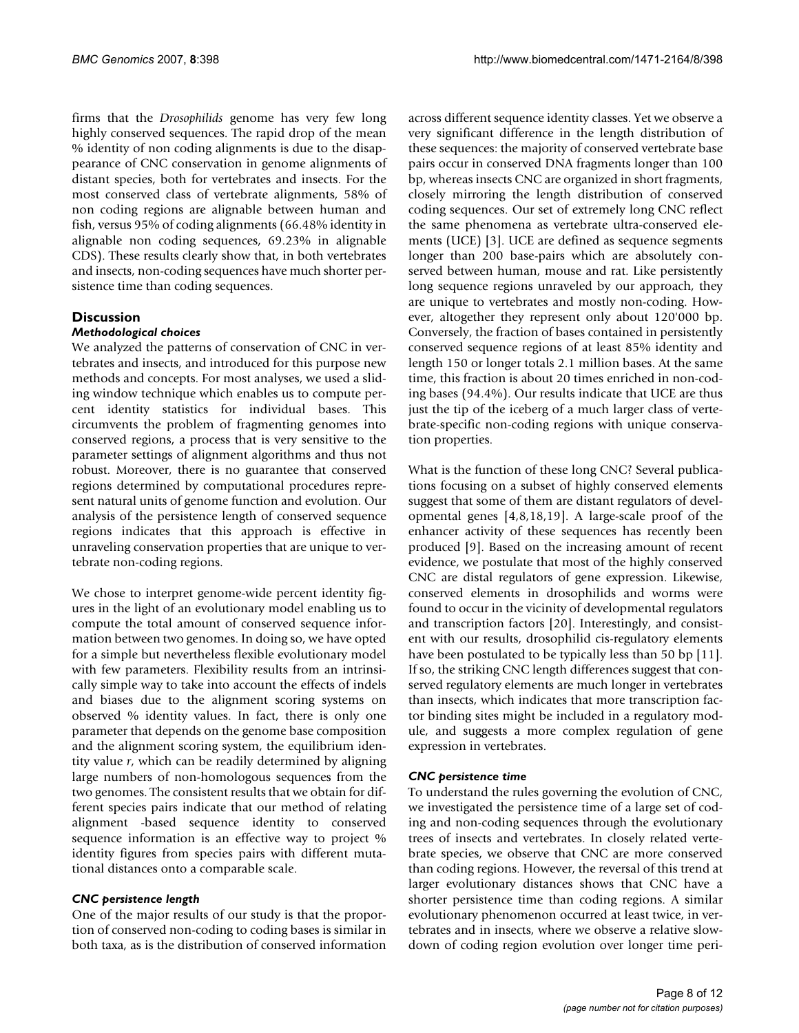firms that the *Drosophilids* genome has very few long highly conserved sequences. The rapid drop of the mean % identity of non coding alignments is due to the disappearance of CNC conservation in genome alignments of distant species, both for vertebrates and insects. For the most conserved class of vertebrate alignments, 58% of non coding regions are alignable between human and fish, versus 95% of coding alignments (66.48% identity in alignable non coding sequences, 69.23% in alignable CDS). These results clearly show that, in both vertebrates and insects, non-coding sequences have much shorter persistence time than coding sequences.

## Discussion

### *Methodological choices*

We analyzed the patterns of conservation of CNC in vertebrates and insects, and introduced for this purpose new methods and concepts. For most analyses, we used a sliding window technique which enables us to compute percent identity statistics for individual bases. This circumvents the problem of fragmenting genomes into conserved regions, a process that is very sensitive to the parameter settings of alignment algorithms and thus not robust. Moreover, there is no guarantee that conserved regions determined by computational procedures represent natural units of genome function and evolution. Our analysis of the persistence length of conserved sequence regions indicates that this approach is effective in unraveling conservation properties that are unique to vertebrate non-coding regions.

We chose to interpret genome-wide percent identity figures in the light of an evolutionary model enabling us to compute the total amount of conserved sequence information between two genomes. In doing so, we have opted for a simple but nevertheless flexible evolutionary model with few parameters. Flexibility results from an intrinsically simple way to take into account the effects of indels and biases due to the alignment scoring systems on observed % identity values. In fact, there is only one parameter that depends on the genome base composition and the alignment scoring system, the equilibrium identity value $r$, which can be readily determined by aligning large numbers of non-homologous sequences from the two genomes. The consistent results that we obtain for different species pairs indicate that our method of relating alignment -based sequence identity to conserved sequence information is an effective way to project % identity figures from species pairs with different mutational distances onto a comparable scale.

### *CNC persistence length*

One of the major results of our study is that the proportion of conserved non-coding to coding bases is similar in both taxa, as is the distribution of conserved information across different sequence identity classes. Yet we observe a very significant difference in the length distribution of these sequences: the majority of conserved vertebrate base pairs occur in conserved DNA fragments longer than 100 bp, whereas insects CNC are organized in short fragments, closely mirroring the length distribution of conserved coding sequences. Our set of extremely long CNC reflect the same phenomena as vertebrate ultra-conserved elements (UCE) [3]. UCE are defined as sequence segments longer than 200 base-pairs which are absolutely conserved between human, mouse and rat. Like persistently long sequence regions unraveled by our approach, they are unique to vertebrates and mostly non-coding. However, altogether they represent only about 120'000 bp. Conversely, the fraction of bases contained in persistently conserved sequence regions of at least 85% identity and length 150 or longer totals 2.1 million bases. At the same time, this fraction is about 20 times enriched in non-coding bases (94.4%). Our results indicate that UCE are thus just the tip of the iceberg of a much larger class of vertebrate-specific non-coding regions with unique conservation properties.

What is the function of these long CNC? Several publications focusing on a subset of highly conserved elements suggest that some of them are distant regulators of developmental genes [4,8,18,19]. A large-scale proof of the enhancer activity of these sequences has recently been produced [9]. Based on the increasing amount of recent evidence, we postulate that most of the highly conserved CNC are distal regulators of gene expression. Likewise, conserved elements in drosophilids and worms were found to occur in the vicinity of developmental regulators and transcription factors [20]. Interestingly, and consistent with our results, drosophilid cis-regulatory elements have been postulated to be typically less than 50 bp [11]. If so, the striking CNC length differences suggest that conserved regulatory elements are much longer in vertebrates than insects, which indicates that more transcription factor binding sites might be included in a regulatory module, and suggests a more complex regulation of gene expression in vertebrates.

### *CNC persistence time*

To understand the rules governing the evolution of CNC, we investigated the persistence time of a large set of coding and non-coding sequences through the evolutionary trees of insects and vertebrates. In closely related vertebrate species, we observe that CNC are more conserved than coding regions. However, the reversal of this trend at larger evolutionary distances shows that CNC have a shorter persistence time than coding regions. A similar evolutionary phenomenon occurred at least twice, in vertebrates and in insects, where we observe a relative slowdown of coding region evolution over longer time peri-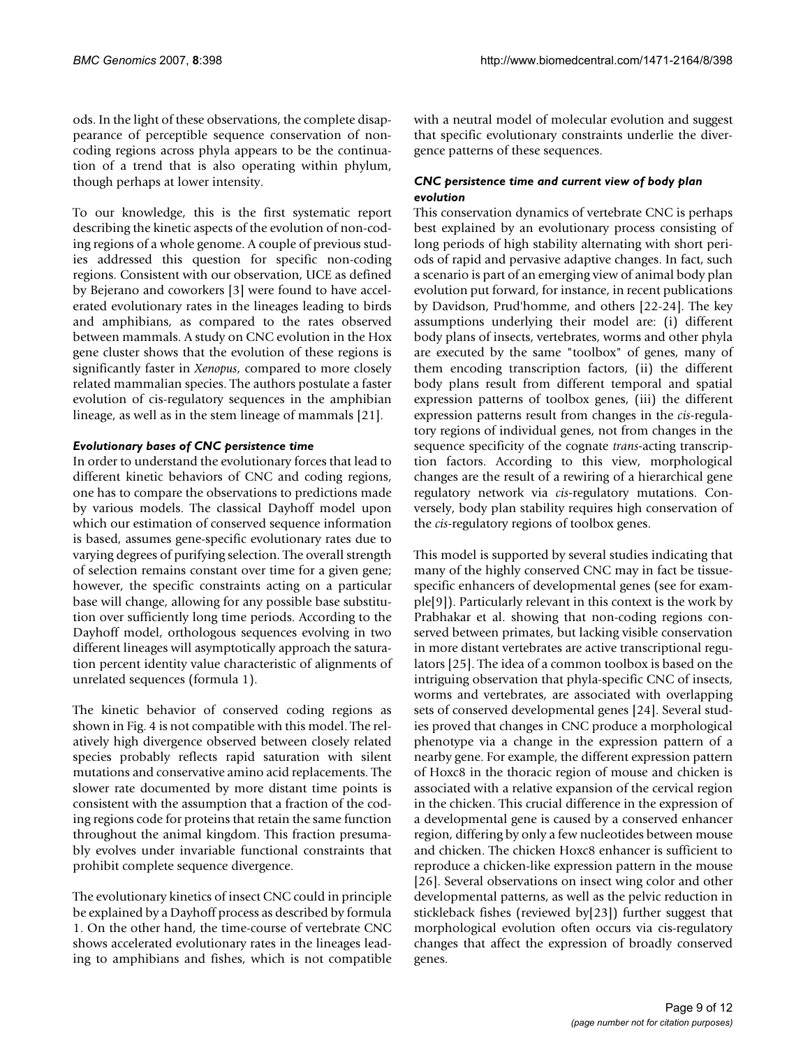ods. In the light of these observations, the complete disappearance of perceptible sequence conservation of non-coding regions across phyla appears to be the continuation of a trend that is also operating within phylum, though perhaps at lower intensity.

To our knowledge, this is the first systematic report describing the kinetic aspects of the evolution of non-coding regions of a whole genome. A couple of previous studies addressed this question for specific non-coding regions. Consistent with our observation, UCE as defined by Bejerano and coworkers [3] were found to have accelerated evolutionary rates in the lineages leading to birds and amphibians, as compared to the rates observed between mammals. A study on CNC evolution in the Hox gene cluster shows that the evolution of these regions is significantly faster in *Xenopus*, compared to more closely related mammalian species. The authors postulate a faster evolution of cis-regulatory sequences in the amphibian lineage, as well as in the stem lineage of mammals [21].

### *Evolutionary bases of CNC persistence time*

In order to understand the evolutionary forces that lead to different kinetic behaviors of CNC and coding regions, one has to compare the observations to predictions made by various models. The classical Dayhoff model upon which our estimation of conserved sequence information is based, assumes gene-specific evolutionary rates due to varying degrees of purifying selection. The overall strength of selection remains constant over time for a given gene; however, the specific constraints acting on a particular base will change, allowing for any possible base substitution over sufficiently long time periods. According to the Dayhoff model, orthologous sequences evolving in two different lineages will asymptotically approach the saturation percent identity value characteristic of alignments of unrelated sequences (formula 1).

The kinetic behavior of conserved coding regions as shown in Fig. 4 is not compatible with this model. The relatively high divergence observed between closely related species probably reflects rapid saturation with silent mutations and conservative amino acid replacements. The slower rate documented by more distant time points is consistent with the assumption that a fraction of the coding regions code for proteins that retain the same function throughout the animal kingdom. This fraction presumably evolves under invariable functional constraints that prohibit complete sequence divergence.

The evolutionary kinetics of insect CNC could in principle be explained by a Dayhoff process as described by formula 1. On the other hand, the time-course of vertebrate CNC shows accelerated evolutionary rates in the lineages leading to amphibians and fishes, which is not compatible with a neutral model of molecular evolution and suggest that specific evolutionary constraints underlie the divergence patterns of these sequences.

### *CNC persistence time and current view of body plan evolution*

This conservation dynamics of vertebrate CNC is perhaps best explained by an evolutionary process consisting of long periods of high stability alternating with short periods of rapid and pervasive adaptive changes. In fact, such a scenario is part of an emerging view of animal body plan evolution put forward, for instance, in recent publications by Davidson, Prud'homme, and others [22-24]. The key assumptions underlying their model are: (i) different body plans of insects, vertebrates, worms and other phyla are executed by the same "toolbox" of genes, many of them encoding transcription factors, (ii) the different body plans result from different temporal and spatial expression patterns of toolbox genes, (iii) the different expression patterns result from changes in the *cis*-regulatory regions of individual genes, not from changes in the sequence specificity of the cognate *trans*-acting transcription factors. According to this view, morphological changes are the result of a rewiring of a hierarchical gene regulatory network via *cis*-regulatory mutations. Conversely, body plan stability requires high conservation of the *cis*-regulatory regions of toolbox genes.

This model is supported by several studies indicating that many of the highly conserved CNC may in fact be tissue-specific enhancers of developmental genes (see for example[9]). Particularly relevant in this context is the work by Prabhakar et al. showing that non-coding regions conserved between primates, but lacking visible conservation in more distant vertebrates are active transcriptional regulators [25]. The idea of a common toolbox is based on the intriguing observation that phyla-specific CNC of insects, worms and vertebrates, are associated with overlapping sets of conserved developmental genes [24]. Several studies proved that changes in CNC produce a morphological phenotype via a change in the expression pattern of a nearby gene. For example, the different expression pattern of Hoxc8 in the thoracic region of mouse and chicken is associated with a relative expansion of the cervical region in the chicken. This crucial difference in the expression of a developmental gene is caused by a conserved enhancer region, differing by only a few nucleotides between mouse and chicken. The chicken Hoxc8 enhancer is sufficient to reproduce a chicken-like expression pattern in the mouse [26]. Several observations on insect wing color and other developmental patterns, as well as the pelvic reduction in stickleback fishes (reviewed by[23]) further suggest that morphological evolution often occurs via cis-regulatory changes that affect the expression of broadly conserved genes.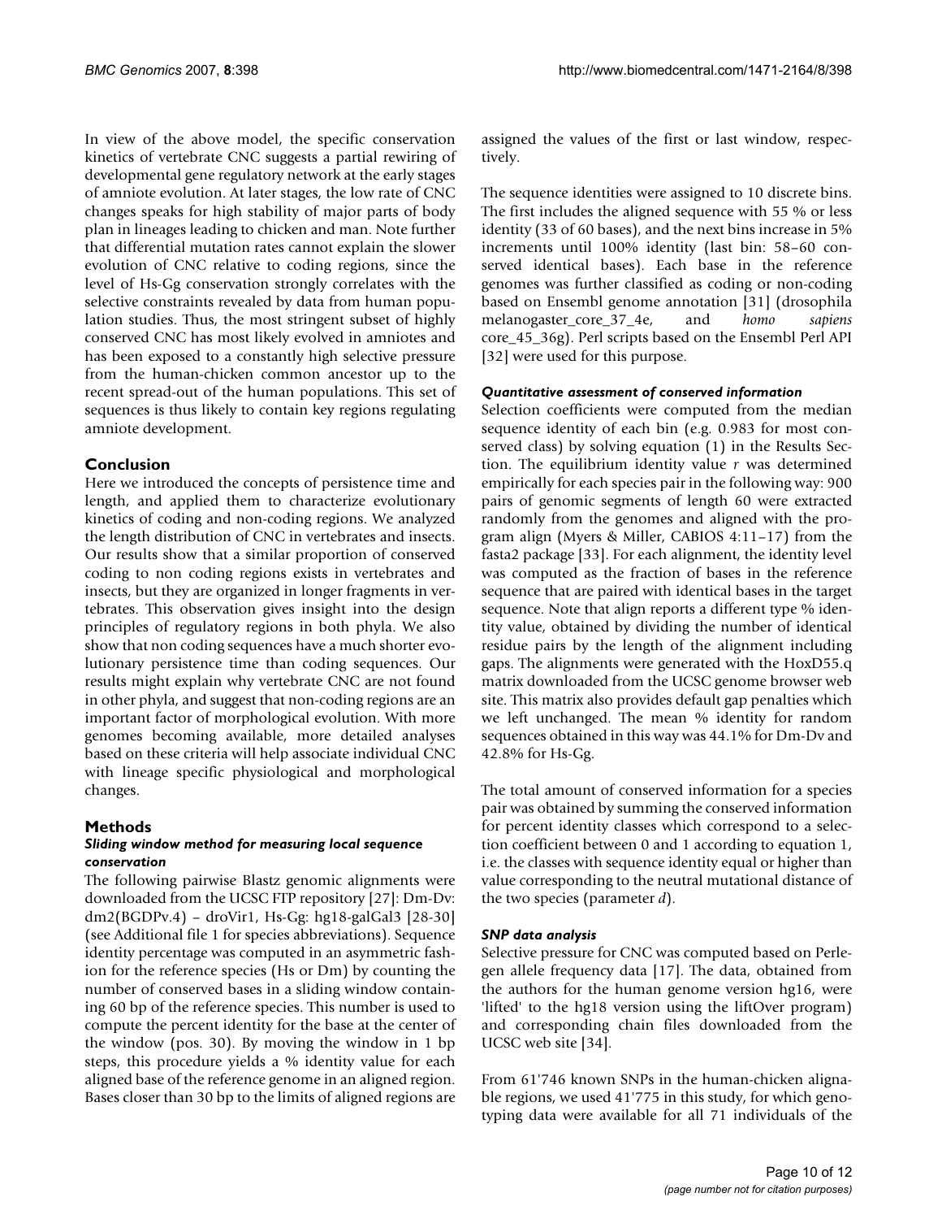In view of the above model, the specific conservation kinetics of vertebrate CNC suggests a partial rewiring of developmental gene regulatory network at the early stages of amniote evolution. At later stages, the low rate of CNC changes speaks for high stability of major parts of body plan in lineages leading to chicken and man. Note further that differential mutation rates cannot explain the slower evolution of CNC relative to coding regions, since the level of Hs-Gg conservation strongly correlates with the selective constraints revealed by data from human population studies. Thus, the most stringent subset of highly conserved CNC has most likely evolved in amniotes and has been exposed to a constantly high selective pressure from the human-chicken common ancestor up to the recent spread-out of the human populations. This set of sequences is thus likely to contain key regions regulating amniote development.

## Conclusion

Here we introduced the concepts of persistence time and length, and applied them to characterize evolutionary kinetics of coding and non-coding regions. We analyzed the length distribution of CNC in vertebrates and insects. Our results show that a similar proportion of conserved coding to non coding regions exists in vertebrates and insects, but they are organized in longer fragments in vertebrates. This observation gives insight into the design principles of regulatory regions in both phyla. We also show that non coding sequences have a much shorter evolutionary persistence time than coding sequences. Our results might explain why vertebrate CNC are not found in other phyla, and suggest that non-coding regions are an important factor of morphological evolution. With more genomes becoming available, more detailed analyses based on these criteria will help associate individual CNC with lineage specific physiological and morphological changes.

## Methods

### *Sliding window method for measuring local sequence conservation*

The following pairwise Blastz genomic alignments were downloaded from the UCSC FTP repository [27]: Dm-Dv: dm2(BGDPv.4) – droVir1, Hs-Gg: hg18-galGal3 [28-30] (see Additional file 1 for species abbreviations). Sequence identity percentage was computed in an asymmetric fashion for the reference species (Hs or Dm) by counting the number of conserved bases in a sliding window containing 60 bp of the reference species. This number is used to compute the percent identity for the base at the center of the window (pos. 30). By moving the window in 1 bp steps, this procedure yields a % identity value for each aligned base of the reference genome in an aligned region. Bases closer than 30 bp to the limits of aligned regions are assigned the values of the first or last window, respectively.

The sequence identities were assigned to 10 discrete bins. The first includes the aligned sequence with 55 % or less identity (33 of 60 bases), and the next bins increase in 5% increments until 100% identity (last bin: 58–60 conserved identical bases). Each base in the reference genomes was further classified as coding or non-coding based on Ensembl genome annotation [31] (drosophila melanogaster_core_37_4e, and *homo sapiens* core_45_36g). Perl scripts based on the Ensembl Perl API [32] were used for this purpose.

### *Quantitative assessment of conserved information*

Selection coefficients were computed from the median sequence identity of each bin (e.g. 0.983 for most conserved class) by solving equation (1) in the Results Section. The equilibrium identity value $r$ was determined empirically for each species pair in the following way: 900 pairs of genomic segments of length 60 were extracted randomly from the genomes and aligned with the program align (Myers & Miller, CABIOS 4:11–17) from the fasta2 package [33]. For each alignment, the identity level was computed as the fraction of bases in the reference sequence that are paired with identical bases in the target sequence. Note that align reports a different type % identity value, obtained by dividing the number of identical residue pairs by the length of the alignment including gaps. The alignments were generated with the HoxD55.q matrix downloaded from the UCSC genome browser web site. This matrix also provides default gap penalties which we left unchanged. The mean % identity for random sequences obtained in this way was 44.1% for Dm-Dv and 42.8% for Hs-Gg.

The total amount of conserved information for a species pair was obtained by summing the conserved information for percent identity classes which correspond to a selection coefficient between 0 and 1 according to equation 1, i.e. the classes with sequence identity equal or higher than value corresponding to the neutral mutational distance of the two species (parameter $d$).

### *SNP data analysis*

Selective pressure for CNC was computed based on Perlegen allele frequency data [17]. The data, obtained from the authors for the human genome version hg16, were 'lifted' to the hg18 version using the liftOver program) and corresponding chain files downloaded from the UCSC web site [34].

From 61'746 known SNPs in the human-chicken alignable regions, we used 41'775 in this study, for which genotyping data were available for all 71 individuals of the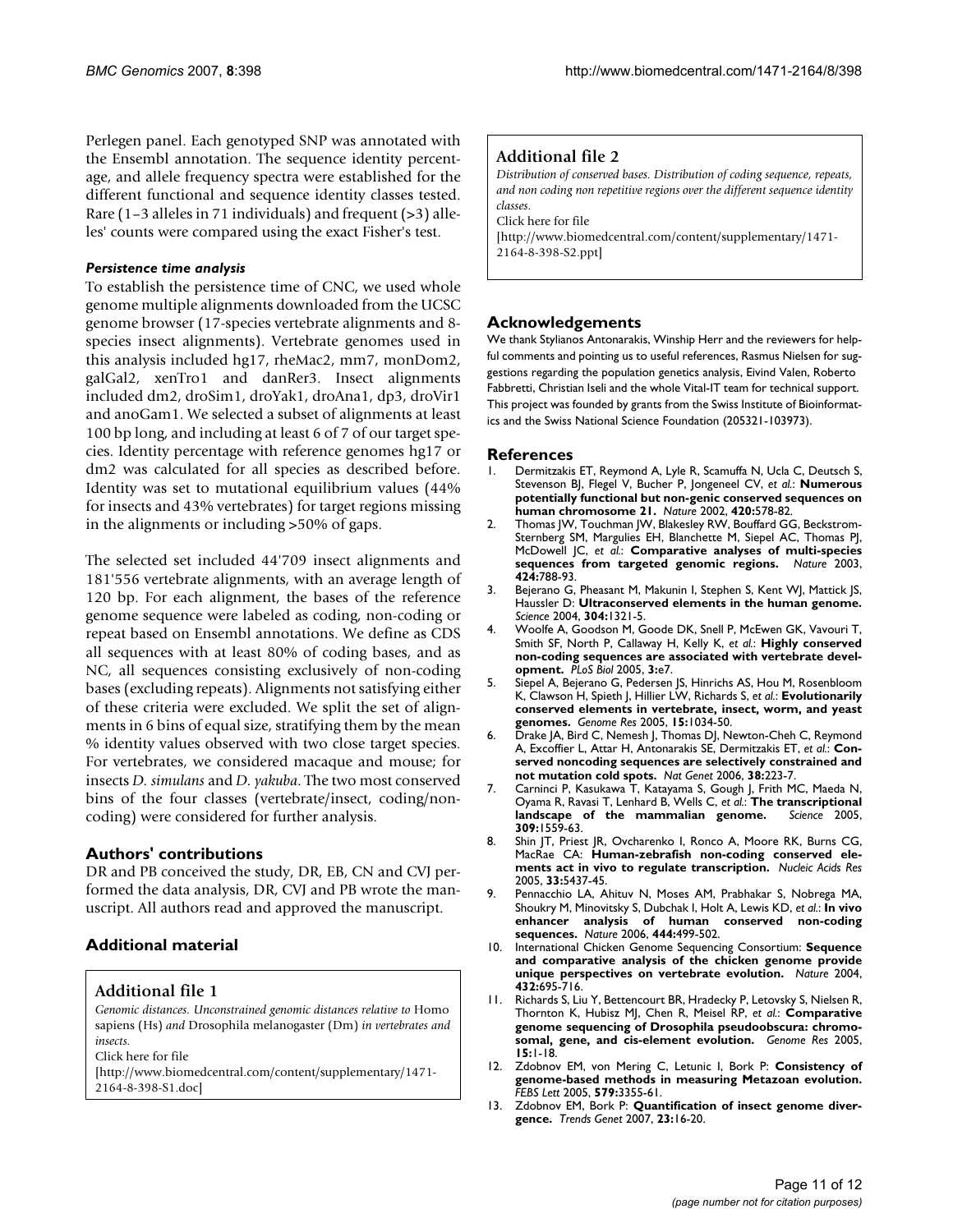Perlegen panel. Each genotyped SNP was annotated with the Ensembl annotation. The sequence identity percentage, and allele frequency spectra were established for the different functional and sequence identity classes tested. Rare (1–3 alleles in 71 individuals) and frequent (>3) alleles' counts were compared using the exact Fisher's test.

#### *Persistence time analysis*

To establish the persistence time of CNC, we used whole genome multiple alignments downloaded from the UCSC genome browser (17-species vertebrate alignments and 8-species insect alignments). Vertebrate genomes used in this analysis included hg17, rheMac2, mm7, monDom2, galGal2, xenTro1 and danRer3. Insect alignments included dm2, droSim1, droYak1, droAna1, dp3, droVir1 and anoGam1. We selected a subset of alignments at least 100 bp long, and including at least 6 of 7 of our target species. Identity percentage with reference genomes hg17 or dm2 was calculated for all species as described before. Identity was set to mutational equilibrium values (44% for insects and 43% vertebrates) for target regions missing in the alignments or including >50% of gaps.

The selected set included 44'709 insect alignments and 181'556 vertebrate alignments, with an average length of 120 bp. For each alignment, the bases of the reference genome sequence were labeled as coding, non-coding or repeat based on Ensembl annotations. We define as CDS all sequences with at least 80% of coding bases, and as NC, all sequences consisting exclusively of non-coding bases (excluding repeats). Alignments not satisfying either of these criteria were excluded. We split the set of alignments in 6 bins of equal size, stratifying them by the mean % identity values observed with two close target species. For vertebrates, we considered macaque and mouse; for insects *D. simulans* and *D. yakuba*. The two most conserved bins of the four classes (vertebrate/insect, coding/non-coding) were considered for further analysis.

## Authors' contributions

DR and PB conceived the study, DR, EB, CN and CVJ performed the data analysis, DR, CVJ and PB wrote the manuscript. All authors read and approved the manuscript.

## Additional material

### Additional file 1

*Genomic distances. Unconstrained genomic distances relative to* Homo sapiens (Hs) *and* Drosophila melanogaster (Dm) *in vertebrates and insects.*

Click here for file

[http://www.biomedcentral.com/content/supplementary/1471-2164-8-398-S1.doc]

### Additional file 2

*Distribution of conserved bases. Distribution of coding sequence, repeats, and non coding non repetitive regions over the different sequence identity classes.*

Click here for file

[http://www.biomedcentral.com/content/supplementary/1471-2164-8-398-S2.ppt]

## Acknowledgements

We thank Stylianos Antonarakis, Winship Herr and the reviewers for helpful comments and pointing us to useful references, Rasmus Nielsen for suggestions regarding the population genetics analysis, Eivind Valen, Roberto Fabbretti, Christian Iseli and the whole Vital-IT team for technical support. This project was founded by grants from the Swiss Institute of Bioinformatics and the Swiss National Science Foundation (205321-103973).

## References

1. Dermitzakis ET, Reymond A, Lyle R, Scamuffa N, Ucla C, Deutsch S, Stevenson BJ, Flegel V, Bucher P, Jongeneel CV, *et al.*: **Numerous potentially functional but non-genic conserved sequences on human chromosome 21.** *Nature* 2002, **420:**578-82.
2. Thomas JW, Touchman JW, Blakesley RW, Bouffard GG, Beckstrom-Sternberg SM, Margulies EH, Blanchette M, Siepel AC, Thomas PJ, McDowell JC, *et al.*: **Comparative analyses of multi-species sequences from targeted genomic regions.** *Nature* 2003, **424:**788-93.
3. Bejerano G, Pheasant M, Makunin I, Stephen S, Kent WJ, Mattick JS, Haussler D: **Ultraconserved elements in the human genome.** *Science* 2004, **304:**1321-5.
4. Woolfe A, Goodson M, Goode DK, Snell P, McEwen GK, Vavouri T, Smith SF, North P, Callaway H, Kelly K, *et al.*: **Highly conserved non-coding sequences are associated with vertebrate development.** *PLoS Biol* 2005, **3:**e7.
5. Siepel A, Bejerano G, Pedersen JS, Hinrichs AS, Hou M, Rosenbloom K, Clawson H, Spieth J, Hillier LW, Richards S, *et al.*: **Evolutionarily conserved elements in vertebrate, insect, worm, and yeast genomes.** *Genome Res* 2005, **15:**1034-50.
6. Drake JA, Bird C, Nemesh J, Thomas DJ, Newton-Cheh C, Reymond A, Excoffier L, Attar H, Antonarakis SE, Dermitzakis ET, *et al.*: **Conserved noncoding sequences are selectively constrained and not mutation cold spots.** *Nat Genet* 2006, **38:**223-7.
7. Carninci P, Kasukawa T, Katayama S, Gough J, Frith MC, Maeda N, Oyama R, Ravasi T, Lenhard B, Wells C, *et al.*: **The transcriptional landscape of the mammalian genome.** *Science* 2005, **309:**1559-63.
8. Shin JT, Priest JR, Ovcharenko I, Ronca A, Moore RK, Burns CG, MacRae CA: **Human-zebrafish non-coding conserved elements act in vivo to regulate transcription.** *Nucleic Acids Res* 2005, **33:**5437-45.
9. Pennacchio LA, Ahituv N, Moses AM, Prabhakar S, Nobrega MA, Shoukry M, Minovitsky S, Dubchak I, Holt A, Lewis KD, *et al.*: **In vivo enhancer analysis of human conserved non-coding sequences.** *Nature* 2006, **444:**499-502.
10. International Chicken Genome Sequencing Consortium: **Sequence and comparative analysis of the chicken genome provide unique perspectives on vertebrate evolution.** *Nature* 2004, **432:**695-716.
11. Richards S, Liu Y, Bettencourt BR, Hradecky P, Letovsky S, Nielsen R, Thornton K, Hubisz MJ, Chen R, Meisel RP, *et al.*: **Comparative genome sequencing of Drosophila pseudoobscura: chromosomal, gene, and cis-element evolution.** *Genome Res* 2005, **15:**1-18.
12. Zdobnov EM, von Mering C, Letunic I, Bork P: **Consistency of genome-based methods in measuring Metazoan evolution.** *FEBS Lett* 2005, **579:**3355-61.
13. Zdobnov EM, Bork P: **Quantification of insect genome divergence.** *Trends Genet* 2007, **23:**16-20.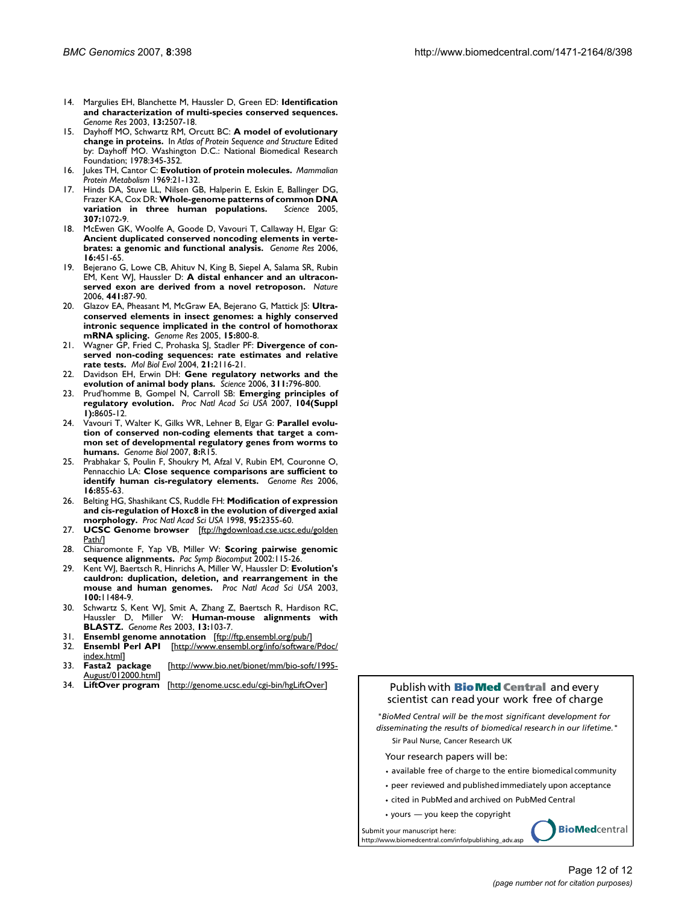14. Margulies EH, Blanchette M, Haussler D, Green ED: **Identification and characterization of multi-species conserved sequences.** *Genome Res* 2003, **13:**2507-18.
15. Dayhoff MO, Schwartz RM, Orcutt BC: **A model of evolutionary change in proteins.** In *Atlas of Protein Sequence and Structure* Edited by: Dayhoff MO. Washington D.C.: National Biomedical Research Foundation; 1978:345-352.
16. Jukes TH, Cantor C: **Evolution of protein molecules.** *Mammalian Protein Metabolism* 1969:21-132.
17. Hinds DA, Stuve LL, Nilsen GB, Halperin E, Eskin E, Ballinger DG, Frazer KA, Cox DR: **Whole-genome patterns of common DNA variation in three human populations.** *Science* 2005, **307:**1072-9.
18. McEwen GK, Woolfe A, Goode D, Vavouri T, Callaway H, Elgar G: **Ancient duplicated conserved noncoding elements in vertebrates: a genomic and functional analysis.** *Genome Res* 2006, **16:**451-65.
19. Bejerano G, Lowe CB, Ahituv N, King B, Siepel A, Salama SR, Rubin EM, Kent WJ, Haussler D: **A distal enhancer and an ultraconserved exon are derived from a novel retroposon.** *Nature* 2006, **441:**87-90.
20. Glazov EA, Pheasant M, McGraw EA, Bejerano G, Mattick JS: **Ultraconserved elements in insect genomes: a highly conserved intronic sequence implicated in the control of homothorax mRNA splicing.** *Genome Res* 2005, **15:**800-8.
21. Wagner GP, Fried C, Prohaska SJ, Stadler PF: **Divergence of conserved non-coding sequences: rate estimates and relative rate tests.** *Mol Biol Evol* 2004, **21:**2116-21.
22. Davidson EH, Erwin DH: **Gene regulatory networks and the evolution of animal body plans.** *Science* 2006, **311:**796-800.
23. Prud'homme B, Gompel N, Carroll SB: **Emerging principles of regulatory evolution.** *Proc Natl Acad Sci USA* 2007, **104(Suppl 1):**8605-12.
24. Vavouri T, Walter K, Gilks WR, Lehner B, Elgar G: **Parallel evolution of conserved non-coding elements that target a common set of developmental regulatory genes from worms to humans.** *Genome Biol* 2007, **8:**R15.
25. Prabhakar S, Poulin F, Shoukry M, Afzal V, Rubin EM, Couronne O, Pennacchio LA: **Close sequence comparisons are sufficient to identify human cis-regulatory elements.** *Genome Res* 2006, **16:**855-63.
26. Belting HG, Shashikant CS, Ruddle FH: **Modification of expression and cis-regulation of Hoxc8 in the evolution of diverged axial morphology.** *Proc Natl Acad Sci USA* 1998, **95:**2355-60.
27. **UCSC Genome browser** [ftp://hgdownload.cse.ucsc.edu/goldenPath/]
28. Chiaromonte F, Yap VB, Miller W: **Scoring pairwise genomic sequence alignments.** *Pac Symp Biocomput* 2002:115-26.
29. Kent WJ, Baertsch R, Hinrichs A, Miller W, Haussler D: **Evolution's cauldron: duplication, deletion, and rearrangement in the mouse and human genomes.** *Proc Natl Acad Sci USA* 2003, **100:**11484-9.
30. Schwartz S, Kent WJ, Smit A, Zhang Z, Baertsch R, Hardison RC, Haussler D, Miller W: **Human-mouse alignments with BLASTZ.** *Genome Res* 2003, **13:**103-7.
31. **Ensembl genome annotation** [ftp://ftp.ensembl.org/pub/]
32. **Ensembl Perl API** [http://www.ensembl.org/info/software/Pdoc/index.html]
33. **Fasta2 package** [http://www.bio.net/bionet/mm/bio-soft/1995-August/012000.html]
34. **LiftOver program** [http://genome.ucsc.edu/cgi-bin/hgLiftOver]

Publish with **BioMed Central** and every scientist can read your work free of charge

*"BioMed Central will be the most significant development for disseminating the results of biomedical research in our lifetime."*

Sir Paul Nurse, Cancer Research UK

Your research papers will be:

- available free of charge to the entire biomedical community
- peer reviewed and published immediately upon acceptance
- cited in PubMed and archived on PubMed Central
- yours — you keep the copyright

Submit your manuscript here:
http://www.biomedcentral.com/info/publishing_adv.asp

BioMedcentral